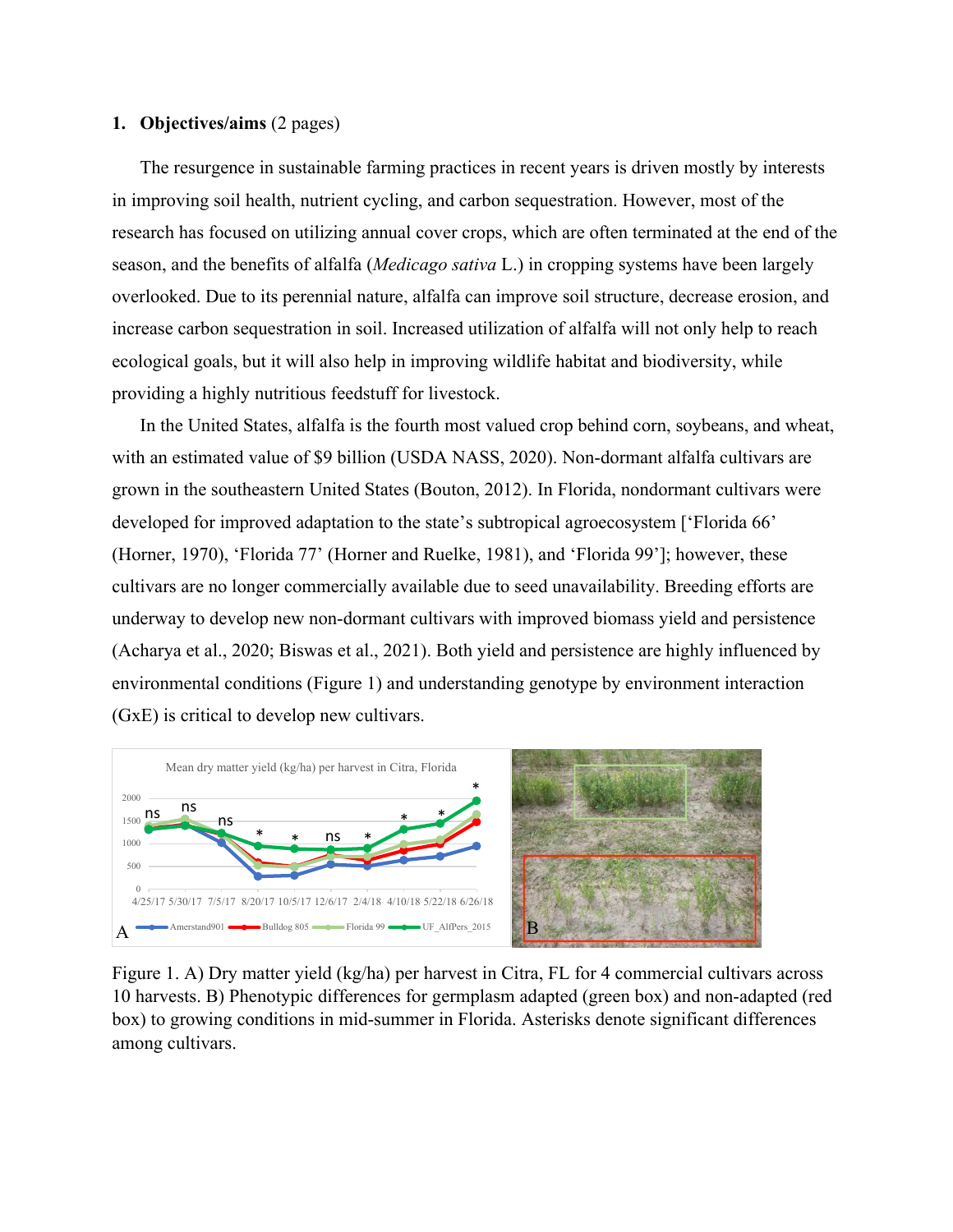## 1. **Objectives/aims** (2 pages)

The resurgence in sustainable farming practices in recent years is driven mostly by interests in improving soil health, nutrient cycling, and carbon sequestration. However, most of the research has focused on utilizing annual cover crops, which are often terminated at the end of the season, and the benefits of alfalfa (*Medicago sativa* L.) in cropping systems have been largely overlooked. Due to its perennial nature, alfalfa can improve soil structure, decrease erosion, and increase carbon sequestration in soil. Increased utilization of alfalfa will not only help to reach ecological goals, but it will also help in improving wildlife habitat and biodiversity, while providing a highly nutritious feedstuff for livestock.

In the United States, alfalfa is the fourth most valued crop behind corn, soybeans, and wheat, with an estimated value of $9 billion (USDA NASS, 2020). Non-dormant alfalfa cultivars are grown in the southeastern United States (Bouton, 2012). In Florida, nondormant cultivars were developed for improved adaptation to the state's subtropical agroecosystem ['Florida 66' (Horner, 1970), 'Florida 77' (Horner and Ruelke, 1981), and 'Florida 99']; however, these cultivars are no longer commercially available due to seed unavailability. Breeding efforts are underway to develop new non-dormant cultivars with improved biomass yield and persistence (Acharya et al., 2020; Biswas et al., 2021). Both yield and persistence are highly influenced by environmental conditions (Figure 1) and understanding genotype by environment interaction (GxE) is critical to develop new cultivars.

Figure 1. A) Dry matter yield (kg/ha) per harvest in Citra, FL for 4 commercial cultivars across 10 harvests. B) Phenotypic differences for germplasm adapted (green box) and non-adapted (red box) to growing conditions in mid-summer in Florida. Asterisks denote significant differences among cultivars.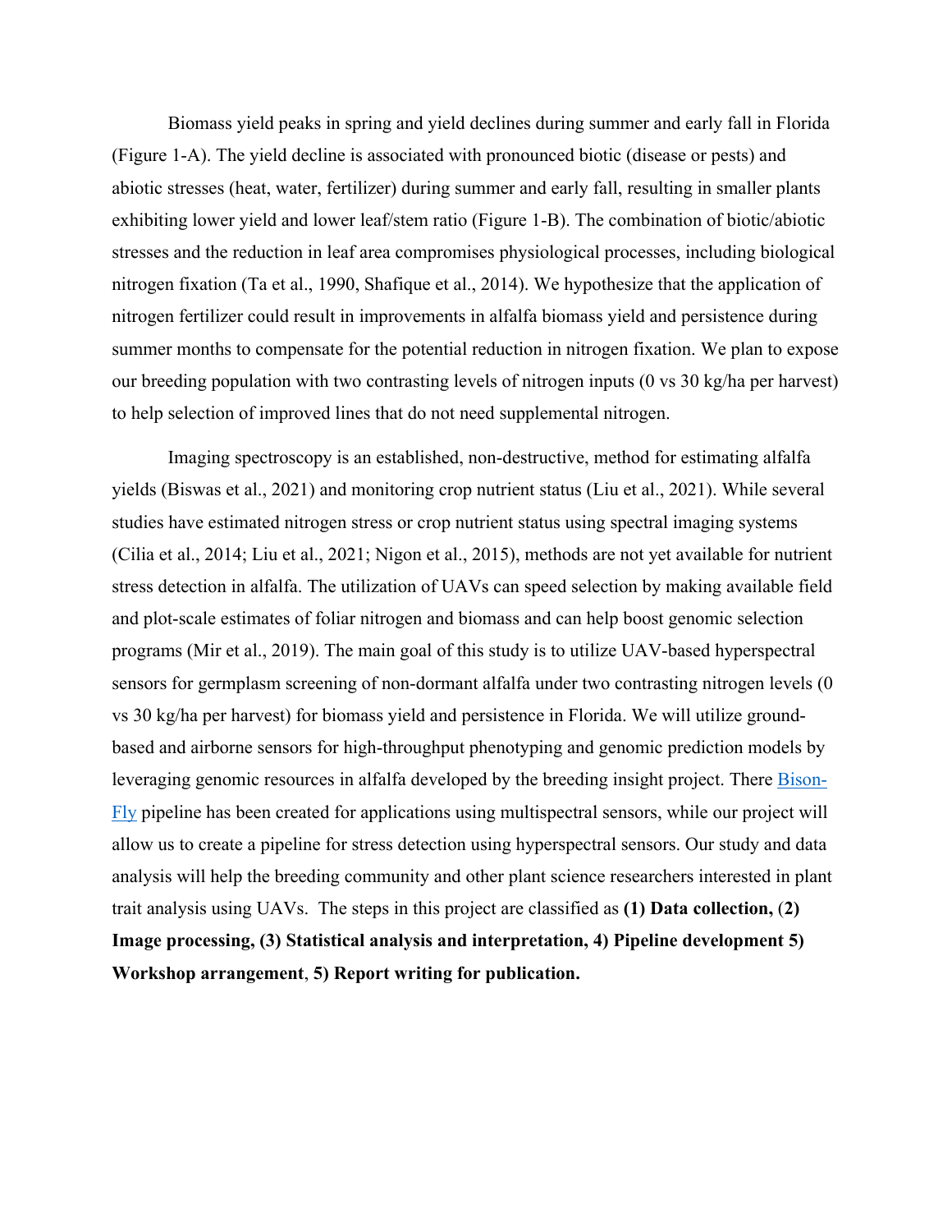Biomass yield peaks in spring and yield declines during summer and early fall in Florida (Figure 1-A). The yield decline is associated with pronounced biotic (disease or pests) and abiotic stresses (heat, water, fertilizer) during summer and early fall, resulting in smaller plants exhibiting lower yield and lower leaf/stem ratio (Figure 1-B). The combination of biotic/abiotic stresses and the reduction in leaf area compromises physiological processes, including biological nitrogen fixation (Ta et al., 1990, Shafique et al., 2014). We hypothesize that the application of nitrogen fertilizer could result in improvements in alfalfa biomass yield and persistence during summer months to compensate for the potential reduction in nitrogen fixation. We plan to expose our breeding population with two contrasting levels of nitrogen inputs (0 vs 30 kg/ha per harvest) to help selection of improved lines that do not need supplemental nitrogen.

Imaging spectroscopy is an established, non-destructive, method for estimating alfalfa yields (Biswas et al., 2021) and monitoring crop nutrient status (Liu et al., 2021). While several studies have estimated nitrogen stress or crop nutrient status using spectral imaging systems (Cilia et al., 2014; Liu et al., 2021; Nigon et al., 2015), methods are not yet available for nutrient stress detection in alfalfa. The utilization of UAVs can speed selection by making available field and plot-scale estimates of foliar nitrogen and biomass and can help boost genomic selection programs (Mir et al., 2019). The main goal of this study is to utilize UAV-based hyperspectral sensors for germplasm screening of non-dormant alfalfa under two contrasting nitrogen levels (0 vs 30 kg/ha per harvest) for biomass yield and persistence in Florida. We will utilize ground-based and airborne sensors for high-throughput phenotyping and genomic prediction models by leveraging genomic resources in alfalfa developed by the breeding insight project. There Bison-Fly pipeline has been created for applications using multispectral sensors, while our project will allow us to create a pipeline for stress detection using hyperspectral sensors. Our study and data analysis will help the breeding community and other plant science researchers interested in plant trait analysis using UAVs. The steps in this project are classified as **(1) Data collection,** (**2) Image processing, (3) Statistical analysis and interpretation, 4) Pipeline development 5) Workshop arrangement**, **5) Report writing for publication.**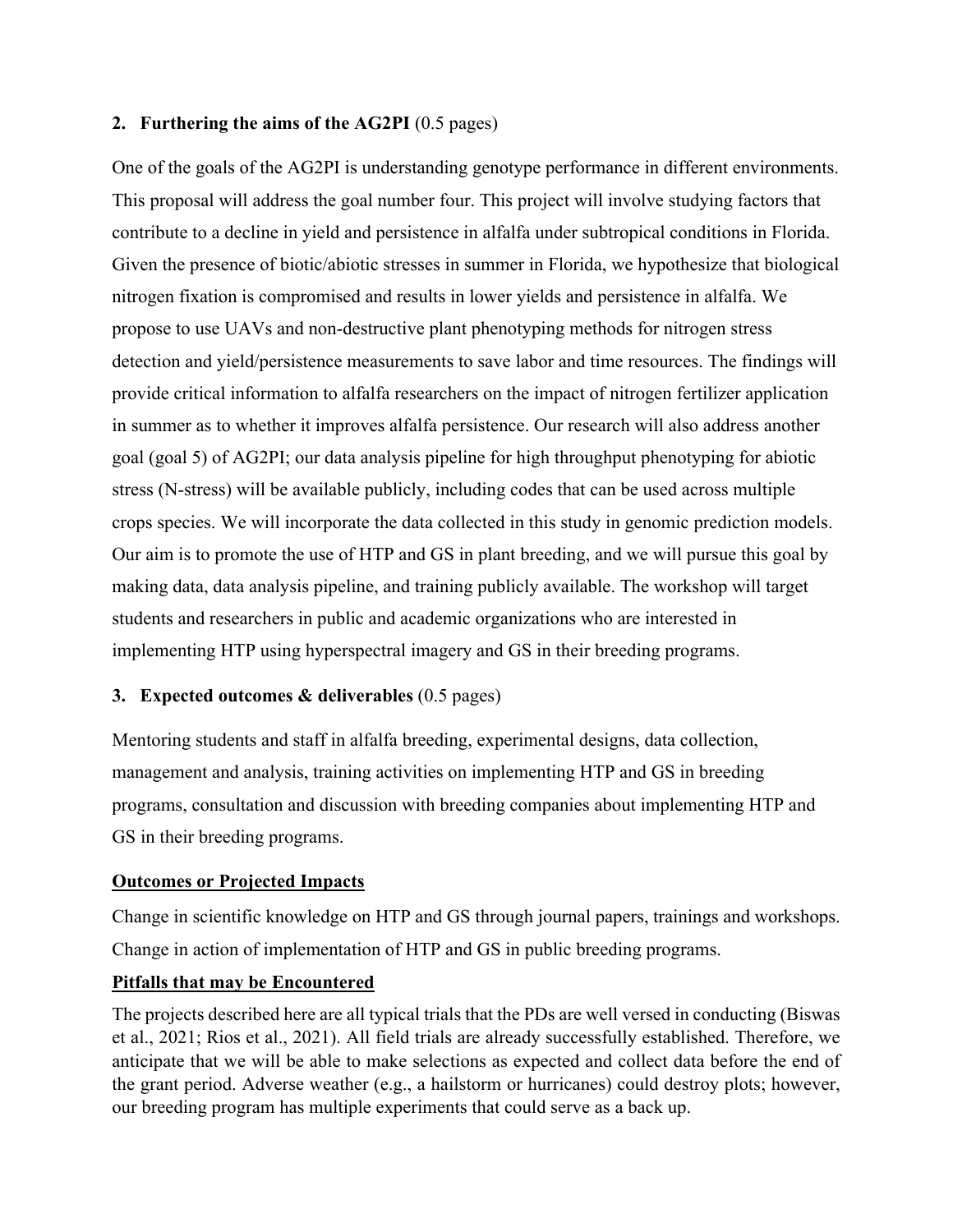## 2. Furthering the aims of the AG2PI (0.5 pages)

One of the goals of the AG2PI is understanding genotype performance in different environments. This proposal will address the goal number four. This project will involve studying factors that contribute to a decline in yield and persistence in alfalfa under subtropical conditions in Florida. Given the presence of biotic/abiotic stresses in summer in Florida, we hypothesize that biological nitrogen fixation is compromised and results in lower yields and persistence in alfalfa. We propose to use UAVs and non-destructive plant phenotyping methods for nitrogen stress detection and yield/persistence measurements to save labor and time resources. The findings will provide critical information to alfalfa researchers on the impact of nitrogen fertilizer application in summer as to whether it improves alfalfa persistence. Our research will also address another goal (goal 5) of AG2PI; our data analysis pipeline for high throughput phenotyping for abiotic stress (N-stress) will be available publicly, including codes that can be used across multiple crops species. We will incorporate the data collected in this study in genomic prediction models. Our aim is to promote the use of HTP and GS in plant breeding, and we will pursue this goal by making data, data analysis pipeline, and training publicly available. The workshop will target students and researchers in public and academic organizations who are interested in implementing HTP using hyperspectral imagery and GS in their breeding programs.

## 3. Expected outcomes & deliverables (0.5 pages)

Mentoring students and staff in alfalfa breeding, experimental designs, data collection, management and analysis, training activities on implementing HTP and GS in breeding programs, consultation and discussion with breeding companies about implementing HTP and GS in their breeding programs.

**Outcomes or Projected Impacts**

Change in scientific knowledge on HTP and GS through journal papers, trainings and workshops. Change in action of implementation of HTP and GS in public breeding programs.

**Pitfalls that may be Encountered**

The projects described here are all typical trials that the PDs are well versed in conducting (Biswas et al., 2021; Rios et al., 2021). All field trials are already successfully established. Therefore, we anticipate that we will be able to make selections as expected and collect data before the end of the grant period. Adverse weather (e.g., a hailstorm or hurricanes) could destroy plots; however, our breeding program has multiple experiments that could serve as a back up.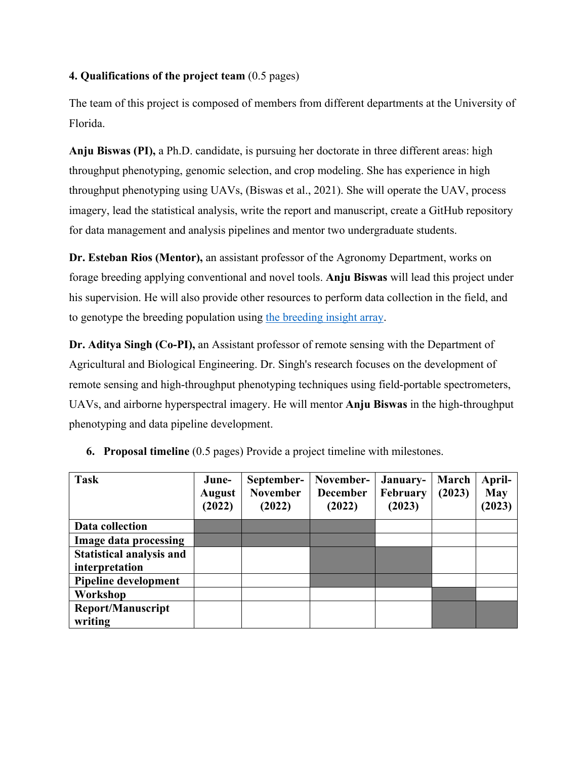**4. Qualifications of the project team** (0.5 pages)

The team of this project is composed of members from different departments at the University of Florida.

**Anju Biswas (PI),** a Ph.D. candidate, is pursuing her doctorate in three different areas: high throughput phenotyping, genomic selection, and crop modeling. She has experience in high throughput phenotyping using UAVs, (Biswas et al., 2021). She will operate the UAV, process imagery, lead the statistical analysis, write the report and manuscript, create a GitHub repository for data management and analysis pipelines and mentor two undergraduate students.

**Dr. Esteban Rios (Mentor),** an assistant professor of the Agronomy Department, works on forage breeding applying conventional and novel tools. **Anju Biswas** will lead this project under his supervision. He will also provide other resources to perform data collection in the field, and to genotype the breeding population using [the breeding insight array](the breeding insight array).

**Dr. Aditya Singh (Co-PI),** an Assistant professor of remote sensing with the Department of Agricultural and Biological Engineering. Dr. Singh's research focuses on the development of remote sensing and high-throughput phenotyping techniques using field-portable spectrometers, UAVs, and airborne hyperspectral imagery. He will mentor **Anju Biswas** in the high-throughput phenotyping and data pipeline development.

6. **Proposal timeline** (0.5 pages) Provide a project timeline with milestones.

| Task | June-August (2022) | September-November (2022) | November-December (2022) | January-February (2023) | March (2023) | April-May (2023) |
|---|---|---|---|---|---|---|
| **Data collection** | ■ | ■ | ■ | | | |
| **Image data processing** | ■ | ■ | ■ | | | |
| **Statistical analysis and interpretation** | | | ■ | ■ | | |
| **Pipeline development** | | | ■ | ■ | | |
| **Workshop** | | | | | ■ | |
| **Report/Manuscript writing** | | | | | ■ | ■ |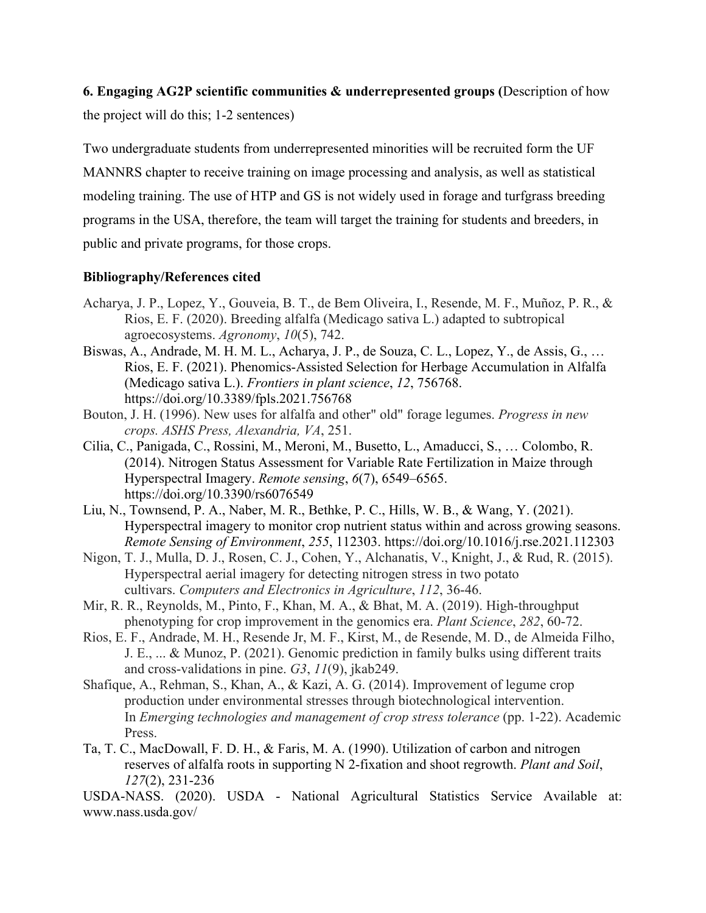**6. Engaging AG2P scientific communities & underrepresented groups (**Description of how the project will do this; 1-2 sentences)

Two undergraduate students from underrepresented minorities will be recruited form the UF MANNRS chapter to receive training on image processing and analysis, as well as statistical modeling training. The use of HTP and GS is not widely used in forage and turfgrass breeding programs in the USA, therefore, the team will target the training for students and breeders, in public and private programs, for those crops.

**Bibliography/References cited**

Acharya, J. P., Lopez, Y., Gouveia, B. T., de Bem Oliveira, I., Resende, M. F., Muñoz, P. R., & Rios, E. F. (2020). Breeding alfalfa (Medicago sativa L.) adapted to subtropical agroecosystems. *Agronomy*, *10*(5), 742.

Biswas, A., Andrade, M. H. M. L., Acharya, J. P., de Souza, C. L., Lopez, Y., de Assis, G., … Rios, E. F. (2021). Phenomics-Assisted Selection for Herbage Accumulation in Alfalfa (Medicago sativa L.). *Frontiers in plant science*, *12*, 756768. https://doi.org/10.3389/fpls.2021.756768

Bouton, J. H. (1996). New uses for alfalfa and other" old" forage legumes. *Progress in new crops. ASHS Press, Alexandria, VA*, 251.

Cilia, C., Panigada, C., Rossini, M., Meroni, M., Busetto, L., Amaducci, S., … Colombo, R. (2014). Nitrogen Status Assessment for Variable Rate Fertilization in Maize through Hyperspectral Imagery. *Remote sensing*, *6*(7), 6549–6565. https://doi.org/10.3390/rs6076549

Liu, N., Townsend, P. A., Naber, M. R., Bethke, P. C., Hills, W. B., & Wang, Y. (2021). Hyperspectral imagery to monitor crop nutrient status within and across growing seasons. *Remote Sensing of Environment*, *255*, 112303. https://doi.org/10.1016/j.rse.2021.112303

Nigon, T. J., Mulla, D. J., Rosen, C. J., Cohen, Y., Alchanatis, V., Knight, J., & Rud, R. (2015). Hyperspectral aerial imagery for detecting nitrogen stress in two potato cultivars. *Computers and Electronics in Agriculture*, *112*, 36-46.

Mir, R. R., Reynolds, M., Pinto, F., Khan, M. A., & Bhat, M. A. (2019). High-throughput phenotyping for crop improvement in the genomics era. *Plant Science*, *282*, 60-72.

Rios, E. F., Andrade, M. H., Resende Jr, M. F., Kirst, M., de Resende, M. D., de Almeida Filho, J. E., ... & Munoz, P. (2021). Genomic prediction in family bulks using different traits and cross-validations in pine. *G3*, *11*(9), jkab249.

Shafique, A., Rehman, S., Khan, A., & Kazi, A. G. (2014). Improvement of legume crop production under environmental stresses through biotechnological intervention. In *Emerging technologies and management of crop stress tolerance* (pp. 1-22). Academic Press.

Ta, T. C., MacDowall, F. D. H., & Faris, M. A. (1990). Utilization of carbon and nitrogen reserves of alfalfa roots in supporting N 2-fixation and shoot regrowth. *Plant and Soil*, *127*(2), 231-236

USDA-NASS. (2020). USDA - National Agricultural Statistics Service Available at: www.nass.usda.gov/